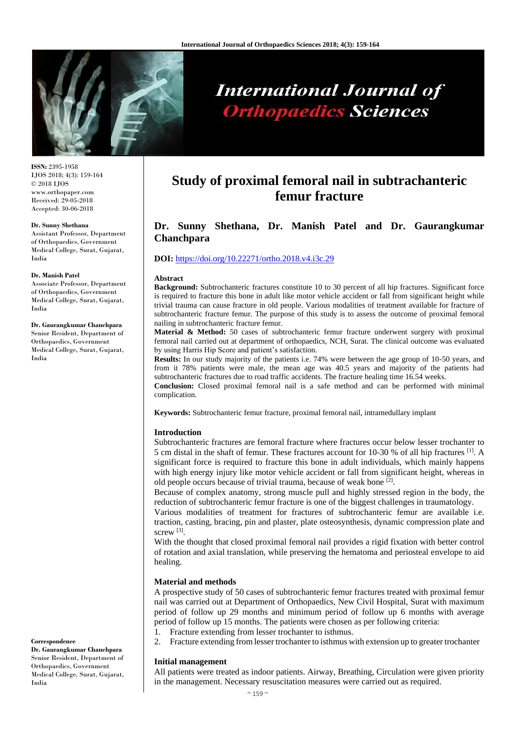ISSN: 2395-1958
IJOS 2018; 4(3): 159-164
© 2018 IJOS
www.orthopaper.com
Received: 29-05-2018
Accepted: 30-06-2018

**Dr. Sunny Shethana**
Assistant Professor, Department of Orthopaedics, Government Medical College, Surat, Gujarat, India

**Dr. Manish Patel**
Associate Professor, Department of Orthopaedics, Government Medical College, Surat, Gujarat, India

**Dr. Gaurangkumar Chanchpara**
Senior Resident, Department of Orthopaedics, Government Medical College, Surat, Gujarat, India

**Correspondence**
**Dr. Gaurangkumar Chanchpara**
Senior Resident, Department of Orthopaedics, Government Medical College, Surat, Gujarat, India

# Study of proximal femoral nail in subtrachanteric femur fracture

## Dr. Sunny Shethana, Dr. Manish Patel and Dr. Gaurangkumar Chanchpara

**DOI:** https://doi.org/10.22271/ortho.2018.v4.i3c.29

### Abstract

**Background:** Subtrochanteric fractures constitute 10 to 30 percent of all hip fractures. Significant force is required to fracture this bone in adult like motor vehicle accident or fall from significant height while trivial trauma can cause fracture in old people. Various modalities of treatment available for fracture of subtrochanteric fracture femur. The purpose of this study is to assess the outcome of proximal femoral nailing in subtrochanteric fracture femur.

**Material & Method:** 50 cases of subtrochanteric femur fracture underwent surgery with proximal femoral nail carried out at department of orthopaedics, NCH, Surat. The clinical outcome was evaluated by using Harris Hip Score and patient's satisfaction.

**Results:** In our study majority of the patients i.e. 74% were between the age group of 10-50 years, and from it 78% patients were male, the mean age was 40.5 years and majority of the patients had subtrochanteric fractures due to road traffic accidents. The fracture healing time 16.54 weeks.

**Conclusion:** Closed proximal femoral nail is a safe method and can be performed with minimal complication.

**Keywords:** Subtrochanteric femur fracture, proximal femoral nail, intramedullary implant

### Introduction

Subtrochanteric fractures are femoral fracture where fractures occur below lesser trochanter to 5 cm distal in the shaft of femur. These fractures account for 10-30 % of all hip fractures [1]. A significant force is required to fracture this bone in adult individuals, which mainly happens with high energy injury like motor vehicle accident or fall from significant height, whereas in old people occurs because of trivial trauma, because of weak bone [2].

Because of complex anatomy, strong muscle pull and highly stressed region in the body, the reduction of subtrochanteric femur fracture is one of the biggest challenges in traumatology.

Various modalities of treatment for fractures of subtrochanteric femur are available i.e. traction, casting, bracing, pin and plaster, plate osteosynthesis, dynamic compression plate and screw [3].

With the thought that closed proximal femoral nail provides a rigid fixation with better control of rotation and axial translation, while preserving the hematoma and periosteal envelope to aid healing.

### Material and methods

A prospective study of 50 cases of subtrochanteric femur fractures treated with proximal femur nail was carried out at Department of Orthopaedics, New Civil Hospital, Surat with maximum period of follow up 29 months and minimum period of follow up 6 months with average period of follow up 15 months. The patients were chosen as per following criteria:

1. Fracture extending from lesser trochanter to isthmus.
2. Fracture extending from lesser trochanter to isthmus with extension up to greater trochanter

### Initial management

All patients were treated as indoor patients. Airway, Breathing, Circulation were given priority in the management. Necessary resuscitation measures were carried out as required.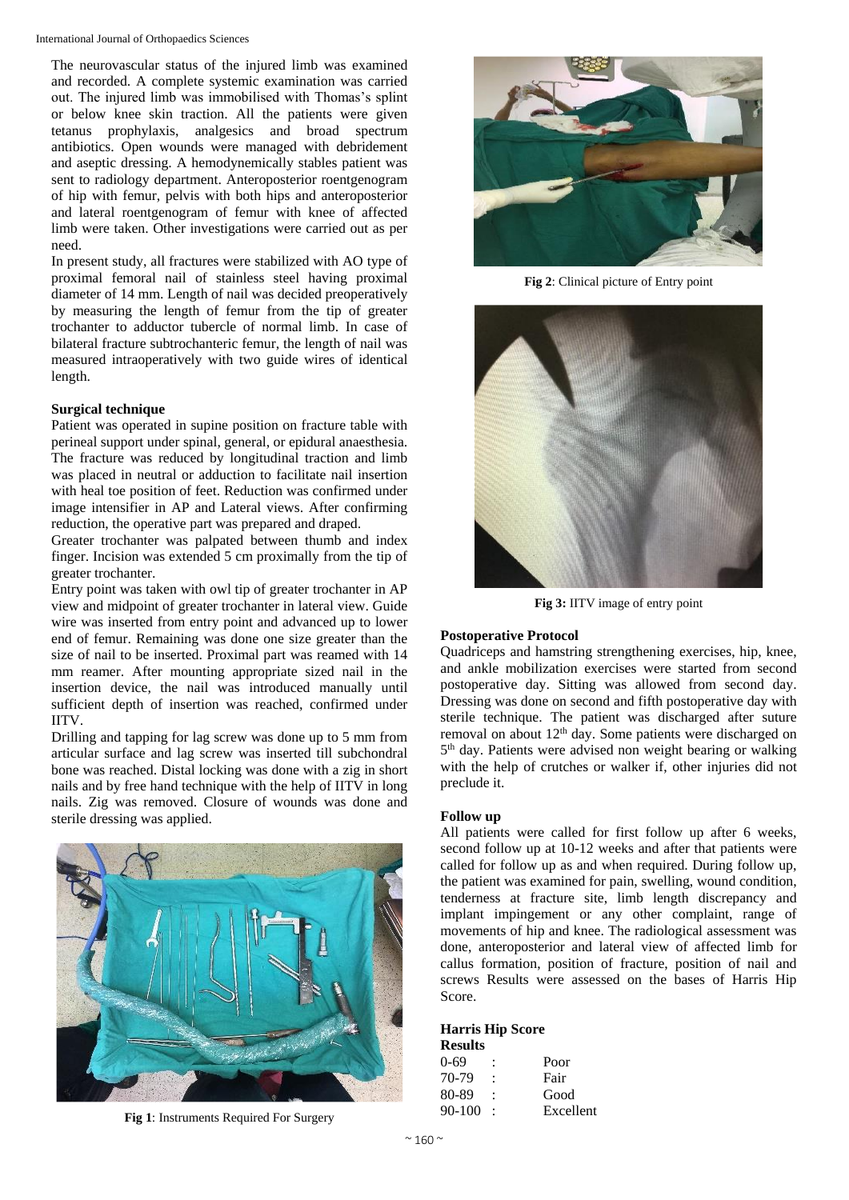The neurovascular status of the injured limb was examined and recorded. A complete systemic examination was carried out. The injured limb was immobilised with Thomas's splint or below knee skin traction. All the patients were given tetanus prophylaxis, analgesics and broad spectrum antibiotics. Open wounds were managed with debridement and aseptic dressing. A hemodynemically stables patient was sent to radiology department. Anteroposterior roentgenogram of hip with femur, pelvis with both hips and anteroposterior and lateral roentgenogram of femur with knee of affected limb were taken. Other investigations were carried out as per need.

In present study, all fractures were stabilized with AO type of proximal femoral nail of stainless steel having proximal diameter of 14 mm. Length of nail was decided preoperatively by measuring the length of femur from the tip of greater trochanter to adductor tubercle of normal limb. In case of bilateral fracture subtrochanteric femur, the length of nail was measured intraoperatively with two guide wires of identical length.

**Surgical technique**

Patient was operated in supine position on fracture table with perineal support under spinal, general, or epidural anaesthesia. The fracture was reduced by longitudinal traction and limb was placed in neutral or adduction to facilitate nail insertion with heal toe position of feet. Reduction was confirmed under image intensifier in AP and Lateral views. After confirming reduction, the operative part was prepared and draped.

Greater trochanter was palpated between thumb and index finger. Incision was extended 5 cm proximally from the tip of greater trochanter.

Entry point was taken with owl tip of greater trochanter in AP view and midpoint of greater trochanter in lateral view. Guide wire was inserted from entry point and advanced up to lower end of femur. Remaining was done one size greater than the size of nail to be inserted. Proximal part was reamed with 14 mm reamer. After mounting appropriate sized nail in the insertion device, the nail was introduced manually until sufficient depth of insertion was reached, confirmed under IITV.

Drilling and tapping for lag screw was done up to 5 mm from articular surface and lag screw was inserted till subchondral bone was reached. Distal locking was done with a zig in short nails and by free hand technique with the help of IITV in long nails. Zig was removed. Closure of wounds was done and sterile dressing was applied.

**Fig 1**: Instruments Required For Surgery

**Fig 2**: Clinical picture of Entry point

**Fig 3:** IITV image of entry point

**Postoperative Protocol**

Quadriceps and hamstring strengthening exercises, hip, knee, and ankle mobilization exercises were started from second postoperative day. Sitting was allowed from second day. Dressing was done on second and fifth postoperative day with sterile technique. The patient was discharged after suture removal on about 12th day. Some patients were discharged on 5th day. Patients were advised non weight bearing or walking with the help of crutches or walker if, other injuries did not preclude it.

**Follow up**

All patients were called for first follow up after 6 weeks, second follow up at 10-12 weeks and after that patients were called for follow up as and when required. During follow up, the patient was examined for pain, swelling, wound condition, tenderness at fracture site, limb length discrepancy and implant impingement or any other complaint, range of movements of hip and knee. The radiological assessment was done, anteroposterior and lateral view of affected limb for callus formation, position of fracture, position of nail and screws Results were assessed on the bases of Harris Hip Score.

**Harris Hip Score**

| Results | | |
|---|---|---|
| 0-69 | : | Poor |
| 70-79 | : | Fair |
| 80-89 | : | Good |
| 90-100 | : | Excellent |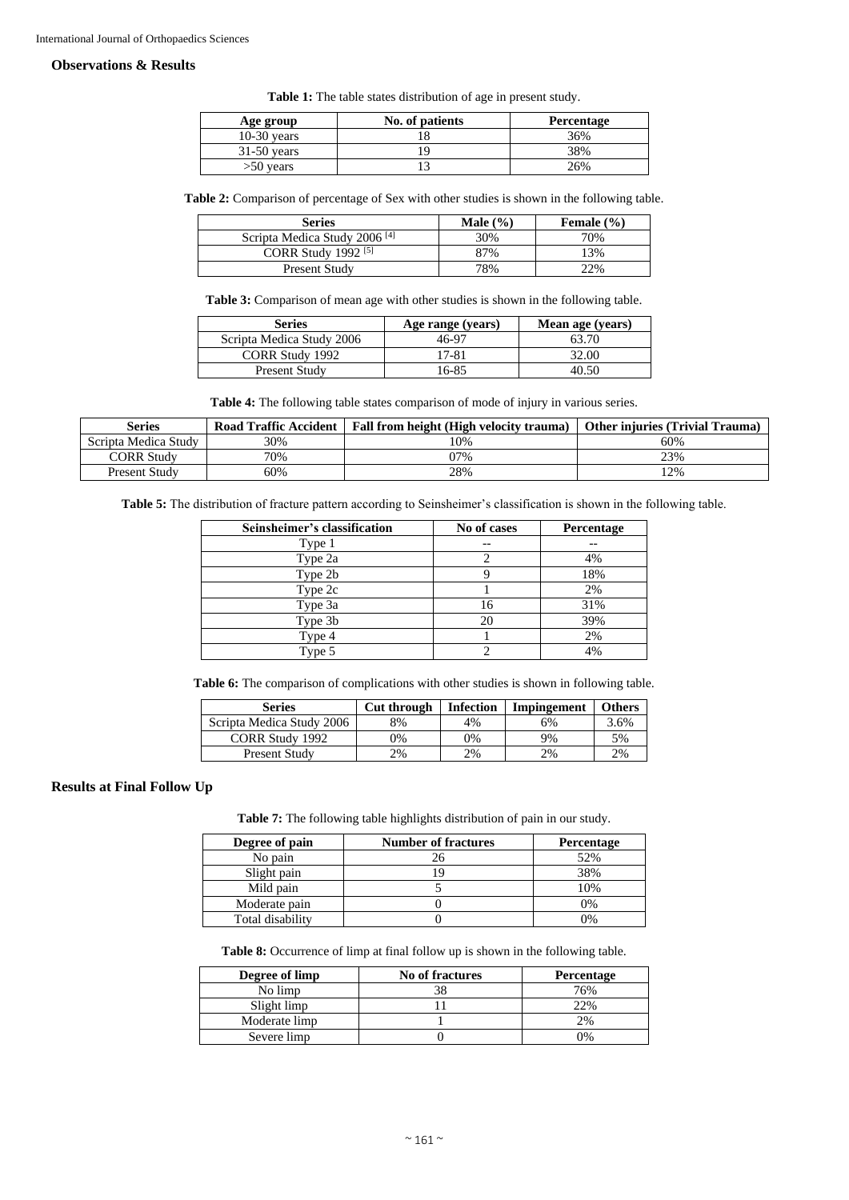## Observations & Results

**Table 1:** The table states distribution of age in present study.

| Age group | No. of patients | Percentage |
|---|---|---|
| 10-30 years | 18 | 36% |
| 31-50 years | 19 | 38% |
| >50 years | 13 | 26% |

**Table 2:** Comparison of percentage of Sex with other studies is shown in the following table.

| Series | Male (%) | Female (%) |
|---|---|---|
| Scripta Medica Study 2006 [4] | 30% | 70% |
| CORR Study 1992 [5] | 87% | 13% |
| Present Study | 78% | 22% |

**Table 3:** Comparison of mean age with other studies is shown in the following table.

| Series | Age range (years) | Mean age (years) |
|---|---|---|
| Scripta Medica Study 2006 | 46-97 | 63.70 |
| CORR Study 1992 | 17-81 | 32.00 |
| Present Study | 16-85 | 40.50 |

**Table 4:** The following table states comparison of mode of injury in various series.

| Series | Road Traffic Accident | Fall from height (High velocity trauma) | Other injuries (Trivial Trauma) |
|---|---|---|---|
| Scripta Medica Study | 30% | 10% | 60% |
| CORR Study | 70% | 07% | 23% |
| Present Study | 60% | 28% | 12% |

**Table 5:** The distribution of fracture pattern according to Seinsheimer's classification is shown in the following table.

| Seinsheimer's classification | No of cases | Percentage |
|---|---|---|
| Type 1 | -- | -- |
| Type 2a | 2 | 4% |
| Type 2b | 9 | 18% |
| Type 2c | 1 | 2% |
| Type 3a | 16 | 31% |
| Type 3b | 20 | 39% |
| Type 4 | 1 | 2% |
| Type 5 | 2 | 4% |

**Table 6:** The comparison of complications with other studies is shown in following table.

| Series | Cut through | Infection | Impingement | Others |
|---|---|---|---|---|
| Scripta Medica Study 2006 | 8% | 4% | 6% | 3.6% |
| CORR Study 1992 | 0% | 0% | 9% | 5% |
| Present Study | 2% | 2% | 2% | 2% |

## Results at Final Follow Up

**Table 7:** The following table highlights distribution of pain in our study.

| Degree of pain | Number of fractures | Percentage |
|---|---|---|
| No pain | 26 | 52% |
| Slight pain | 19 | 38% |
| Mild pain | 5 | 10% |
| Moderate pain | 0 | 0% |
| Total disability | 0 | 0% |

**Table 8:** Occurrence of limp at final follow up is shown in the following table.

| Degree of limp | No of fractures | Percentage |
|---|---|---|
| No limp | 38 | 76% |
| Slight limp | 11 | 22% |
| Moderate limp | 1 | 2% |
| Severe limp | 0 | 0% |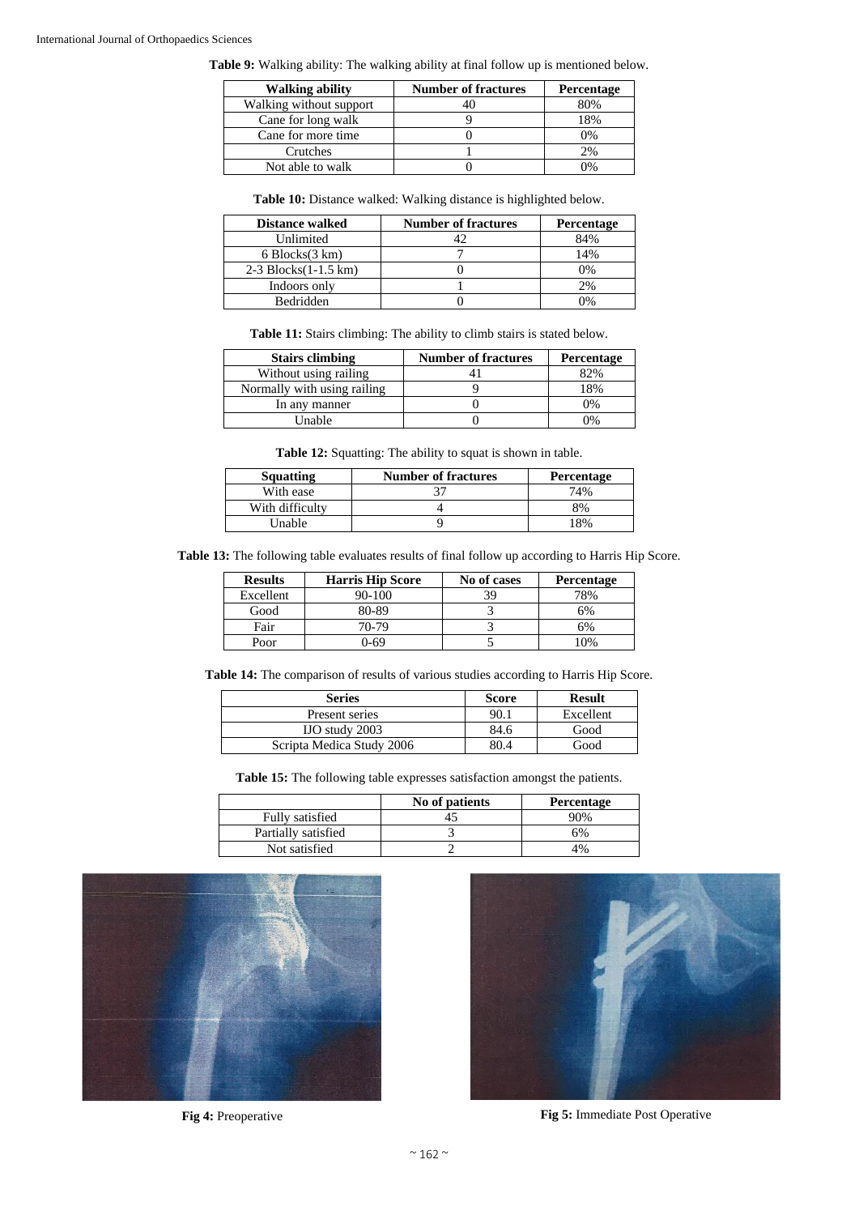**Table 9:** Walking ability: The walking ability at final follow up is mentioned below.

| Walking ability | Number of fractures | Percentage |
| --- | --- | --- |
| Walking without support | 40 | 80% |
| Cane for long walk | 9 | 18% |
| Cane for more time | 0 | 0% |
| Crutches | 1 | 2% |
| Not able to walk | 0 | 0% |

**Table 10:** Distance walked: Walking distance is highlighted below.

| Distance walked | Number of fractures | Percentage |
| --- | --- | --- |
| Unlimited | 42 | 84% |
| 6 Blocks(3 km) | 7 | 14% |
| 2-3 Blocks(1-1.5 km) | 0 | 0% |
| Indoors only | 1 | 2% |
| Bedridden | 0 | 0% |

**Table 11:** Stairs climbing: The ability to climb stairs is stated below.

| Stairs climbing | Number of fractures | Percentage |
| --- | --- | --- |
| Without using railing | 41 | 82% |
| Normally with using railing | 9 | 18% |
| In any manner | 0 | 0% |
| Unable | 0 | 0% |

**Table 12:** Squatting: The ability to squat is shown in table.

| Squatting | Number of fractures | Percentage |
| --- | --- | --- |
| With ease | 37 | 74% |
| With difficulty | 4 | 8% |
| Unable | 9 | 18% |

**Table 13:** The following table evaluates results of final follow up according to Harris Hip Score.

| Results | Harris Hip Score | No of cases | Percentage |
| --- | --- | --- | --- |
| Excellent | 90-100 | 39 | 78% |
| Good | 80-89 | 3 | 6% |
| Fair | 70-79 | 3 | 6% |
| Poor | 0-69 | 5 | 10% |

**Table 14:** The comparison of results of various studies according to Harris Hip Score.

| Series | Score | Result |
| --- | --- | --- |
| Present series | 90.1 | Excellent |
| IJO study 2003 | 84.6 | Good |
| Scripta Medica Study 2006 | 80.4 | Good |

**Table 15:** The following table expresses satisfaction amongst the patients.

| | No of patients | Percentage |
| --- | --- | --- |
| Fully satisfied | 45 | 90% |
| Partially satisfied | 3 | 6% |
| Not satisfied | 2 | 4% |

**Fig 4:** Preoperative

**Fig 5:** Immediate Post Operative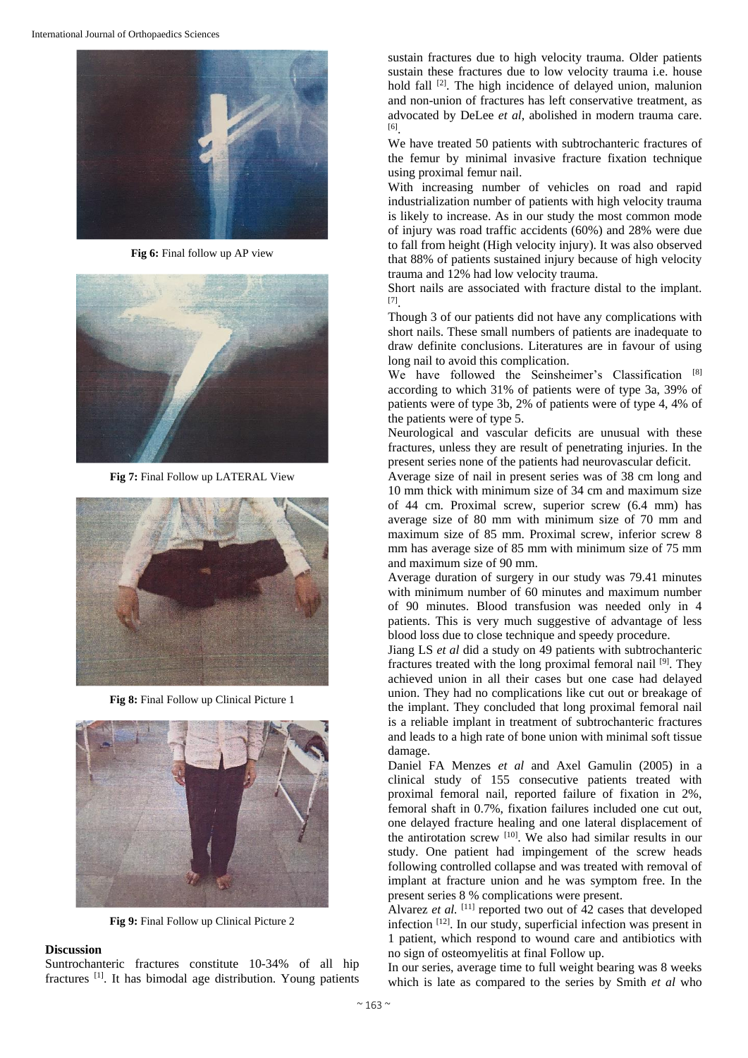Fig 6: Final follow up AP view

Fig 7: Final Follow up LATERAL View

Fig 8: Final Follow up Clinical Picture 1

Fig 9: Final Follow up Clinical Picture 2

### Discussion

Suntrochanteric fractures constitute 10-34% of all hip fractures [1]. It has bimodal age distribution. Young patients sustain fractures due to high velocity trauma. Older patients sustain these fractures due to low velocity trauma i.e. house hold fall [2]. The high incidence of delayed union, malunion and non-union of fractures has left conservative treatment, as advocated by DeLee *et al*, abolished in modern trauma care. [6].

We have treated 50 patients with subtrochanteric fractures of the femur by minimal invasive fracture fixation technique using proximal femur nail.

With increasing number of vehicles on road and rapid industrialization number of patients with high velocity trauma is likely to increase. As in our study the most common mode of injury was road traffic accidents (60%) and 28% were due to fall from height (High velocity injury). It was also observed that 88% of patients sustained injury because of high velocity trauma and 12% had low velocity trauma.

Short nails are associated with fracture distal to the implant. [7].

Though 3 of our patients did not have any complications with short nails. These small numbers of patients are inadequate to draw definite conclusions. Literatures are in favour of using long nail to avoid this complication.

We have followed the Seinsheimer's Classification [8] according to which 31% of patients were of type 3a, 39% of patients were of type 3b, 2% of patients were of type 4, 4% of the patients were of type 5.

Neurological and vascular deficits are unusual with these fractures, unless they are result of penetrating injuries. In the present series none of the patients had neurovascular deficit.

Average size of nail in present series was of 38 cm long and 10 mm thick with minimum size of 34 cm and maximum size of 44 cm. Proximal screw, superior screw (6.4 mm) has average size of 80 mm with minimum size of 70 mm and maximum size of 85 mm. Proximal screw, inferior screw 8 mm has average size of 85 mm with minimum size of 75 mm and maximum size of 90 mm.

Average duration of surgery in our study was 79.41 minutes with minimum number of 60 minutes and maximum number of 90 minutes. Blood transfusion was needed only in 4 patients. This is very much suggestive of advantage of less blood loss due to close technique and speedy procedure.

Jiang LS *et al* did a study on 49 patients with subtrochanteric fractures treated with the long proximal femoral nail [9]. They achieved union in all their cases but one case had delayed union. They had no complications like cut out or breakage of the implant. They concluded that long proximal femoral nail is a reliable implant in treatment of subtrochanteric fractures and leads to a high rate of bone union with minimal soft tissue damage.

Daniel FA Menzes *et al* and Axel Gamulin (2005) in a clinical study of 155 consecutive patients treated with proximal femoral nail, reported failure of fixation in 2%, femoral shaft in 0.7%, fixation failures included one cut out, one delayed fracture healing and one lateral displacement of the antirotation screw [10]. We also had similar results in our study. One patient had impingement of the screw heads following controlled collapse and was treated with removal of implant at fracture union and he was symptom free. In the present series 8 % complications were present.

Alvarez *et al.* [11] reported two out of 42 cases that developed infection [12]. In our study, superficial infection was present in 1 patient, which respond to wound care and antibiotics with no sign of osteomyelitis at final Follow up.

In our series, average time to full weight bearing was 8 weeks which is late as compared to the series by Smith *et al* who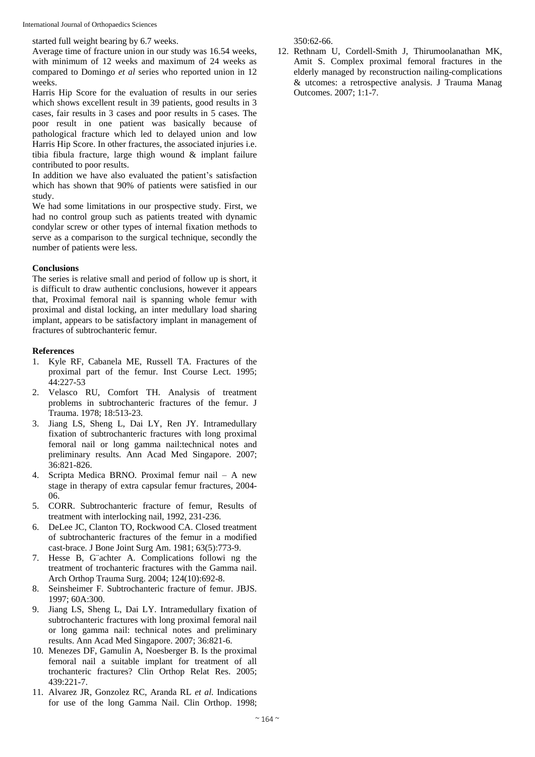started full weight bearing by 6.7 weeks.

Average time of fracture union in our study was 16.54 weeks, with minimum of 12 weeks and maximum of 24 weeks as compared to Domingo *et al* series who reported union in 12 weeks.

Harris Hip Score for the evaluation of results in our series which shows excellent result in 39 patients, good results in 3 cases, fair results in 3 cases and poor results in 5 cases. The poor result in one patient was basically because of pathological fracture which led to delayed union and low Harris Hip Score. In other fractures, the associated injuries i.e. tibia fibula fracture, large thigh wound & implant failure contributed to poor results.

In addition we have also evaluated the patient's satisfaction which has shown that 90% of patients were satisfied in our study.

We had some limitations in our prospective study. First, we had no control group such as patients treated with dynamic condylar screw or other types of internal fixation methods to serve as a comparison to the surgical technique, secondly the number of patients were less.

## Conclusions

The series is relative small and period of follow up is short, it is difficult to draw authentic conclusions, however it appears that, Proximal femoral nail is spanning whole femur with proximal and distal locking, an inter medullary load sharing implant, appears to be satisfactory implant in management of fractures of subtrochanteric femur.

## References

1. Kyle RF, Cabanela ME, Russell TA. Fractures of the proximal part of the femur. Inst Course Lect. 1995; 44:227-53
2. Velasco RU, Comfort TH. Analysis of treatment problems in subtrochanteric fractures of the femur. J Trauma. 1978; 18:513-23.
3. Jiang LS, Sheng L, Dai LY, Ren JY. Intramedullary fixation of subtrochanteric fractures with long proximal femoral nail or long gamma nail:technical notes and preliminary results. Ann Acad Med Singapore. 2007; 36:821-826.
4. Scripta Medica BRNO. Proximal femur nail – A new stage in therapy of extra capsular femur fractures, 2004-06.
5. CORR. Subtrochanteric fracture of femur, Results of treatment with interlocking nail, 1992, 231-236.
6. DeLee JC, Clanton TO, Rockwood CA. Closed treatment of subtrochanteric fractures of the femur in a modified cast-brace. J Bone Joint Surg Am. 1981; 63(5):773-9.
7. Hesse B, G¨achter A. Complications followi ng the treatment of trochanteric fractures with the Gamma nail. Arch Orthop Trauma Surg. 2004; 124(10):692-8.
8. Seinsheimer F. Subtrochanteric fracture of femur. JBJS. 1997; 60A:300.
9. Jiang LS, Sheng L, Dai LY. Intramedullary fixation of subtrochanteric fractures with long proximal femoral nail or long gamma nail: technical notes and preliminary results. Ann Acad Med Singapore. 2007; 36:821-6.
10. Menezes DF, Gamulin A, Noesberger B. Is the proximal femoral nail a suitable implant for treatment of all trochanteric fractures? Clin Orthop Relat Res. 2005; 439:221-7.
11. Alvarez JR, Gonzolez RC, Aranda RL *et al.* Indications for use of the long Gamma Nail. Clin Orthop. 1998; 350:62-66.
12. Rethnam U, Cordell-Smith J, Thirumoolanathan MK, Amit S. Complex proximal femoral fractures in the elderly managed by reconstruction nailing-complications & utcomes: a retrospective analysis. J Trauma Manag Outcomes. 2007; 1:1-7.